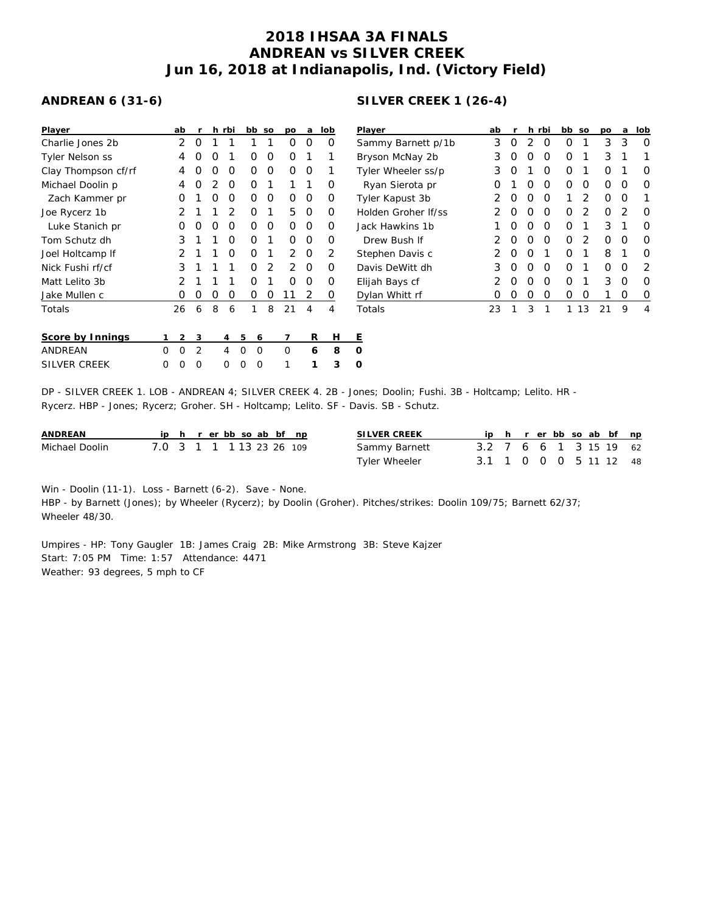# 2018 IHSAA 3A FINALS
# ANDREAN vs SILVER CREEK
# Jun 16, 2018 at Indianapolis, Ind. (Victory Field)

## ANDREAN 6 (31-6)

| Player | ab | r | h | rbi | bb | so | po | a | lob |
|---|---|---|---|---|---|---|---|---|---|
| Charlie Jones 2b | 2 | 0 | 1 | 1 | 1 | 1 | 0 | 0 | 0 |
| Tyler Nelson ss | 4 | 0 | 0 | 1 | 0 | 0 | 0 | 1 | 1 |
| Clay Thompson cf/rf | 4 | 0 | 0 | 0 | 0 | 0 | 0 | 0 | 1 |
| Michael Doolin p | 4 | 0 | 2 | 0 | 0 | 1 | 1 | 1 | 0 |
| Zach Kammer pr | 0 | 1 | 0 | 0 | 0 | 0 | 0 | 0 | 0 |
| Joe Rycerz 1b | 2 | 1 | 1 | 2 | 0 | 1 | 5 | 0 | 0 |
| Luke Stanich pr | 0 | 0 | 0 | 0 | 0 | 0 | 0 | 0 | 0 |
| Tom Schutz dh | 3 | 1 | 1 | 0 | 0 | 1 | 0 | 0 | 0 |
| Joel Holtcamp lf | 2 | 1 | 1 | 0 | 0 | 1 | 2 | 0 | 2 |
| Nick Fushi rf/cf | 3 | 1 | 1 | 1 | 0 | 2 | 2 | 0 | 0 |
| Matt Lelito 3b | 2 | 1 | 1 | 1 | 0 | 1 | 0 | 0 | 0 |
| Jake Mullen c | 0 | 0 | 0 | 0 | 0 | 0 | 11 | 2 | 0 |
| Totals | 26 | 6 | 8 | 6 | 1 | 8 | 21 | 4 | 4 |

## SILVER CREEK 1 (26-4)

| Player | ab | r | h | rbi | bb | so | po | a | lob |
|---|---|---|---|---|---|---|---|---|---|
| Sammy Barnett p/1b | 3 | 0 | 2 | 0 | 0 | 1 | 3 | 3 | 0 |
| Bryson McNay 2b | 3 | 0 | 0 | 0 | 0 | 1 | 3 | 1 | 1 |
| Tyler Wheeler ss/p | 3 | 0 | 1 | 0 | 0 | 1 | 0 | 1 | 0 |
| Ryan Sierota pr | 0 | 1 | 0 | 0 | 0 | 0 | 0 | 0 | 0 |
| Tyler Kapust 3b | 2 | 0 | 0 | 0 | 1 | 2 | 0 | 0 | 1 |
| Holden Groher lf/ss | 2 | 0 | 0 | 0 | 0 | 2 | 0 | 2 | 0 |
| Jack Hawkins 1b | 1 | 0 | 0 | 0 | 0 | 1 | 3 | 1 | 0 |
| Drew Bush lf | 2 | 0 | 0 | 0 | 0 | 2 | 0 | 0 | 0 |
| Stephen Davis c | 2 | 0 | 0 | 1 | 0 | 1 | 8 | 1 | 0 |
| Davis DeWitt dh | 3 | 0 | 0 | 0 | 0 | 1 | 0 | 0 | 2 |
| Elijah Bays cf | 2 | 0 | 0 | 0 | 0 | 1 | 3 | 0 | 0 |
| Dylan Whitt rf | 0 | 0 | 0 | 0 | 0 | 0 | 1 | 0 | 0 |
| Totals | 23 | 1 | 3 | 1 | 1 | 13 | 21 | 9 | 4 |

| Score by Innings | 1 | 2 | 3 | 4 | 5 | 6 | 7 | R | H | E |
|---|---|---|---|---|---|---|---|---|---|---|
| ANDREAN | 0 | 0 | 2 | 4 | 0 | 0 | 0 | **6** | **8** | **0** |
| SILVER CREEK | 0 | 0 | 0 | 0 | 0 | 0 | 1 | **1** | **3** | **0** |

DP - SILVER CREEK 1. LOB - ANDREAN 4; SILVER CREEK 4. 2B - Jones; Doolin; Fushi. 3B - Holtcamp; Lelito. HR - Rycerz. HBP - Jones; Rycerz; Groher. SH - Holtcamp; Lelito. SF - Davis. SB - Schutz.

| ANDREAN | ip | h | r | er | bb | so | ab | bf | np |
|---|---|---|---|---|---|---|---|---|---|
| Michael Doolin | 7.0 | 3 | 1 | 1 | 1 | 13 | 23 | 26 | 109 |

| SILVER CREEK | ip | h | r | er | bb | so | ab | bf | np |
|---|---|---|---|---|---|---|---|---|---|
| Sammy Barnett | 3.2 | 7 | 6 | 6 | 1 | 3 | 15 | 19 | 62 |
| Tyler Wheeler | 3.1 | 1 | 0 | 0 | 0 | 5 | 11 | 12 | 48 |

Win - Doolin (11-1). Loss - Barnett (6-2). Save - None.
HBP - by Barnett (Jones); by Wheeler (Rycerz); by Doolin (Groher). Pitches/strikes: Doolin 109/75; Barnett 62/37; Wheeler 48/30.

Umpires - HP: Tony Gaugler 1B: James Craig 2B: Mike Armstrong 3B: Steve Kajzer
Start: 7:05 PM Time: 1:57 Attendance: 4471
Weather: 93 degrees, 5 mph to CF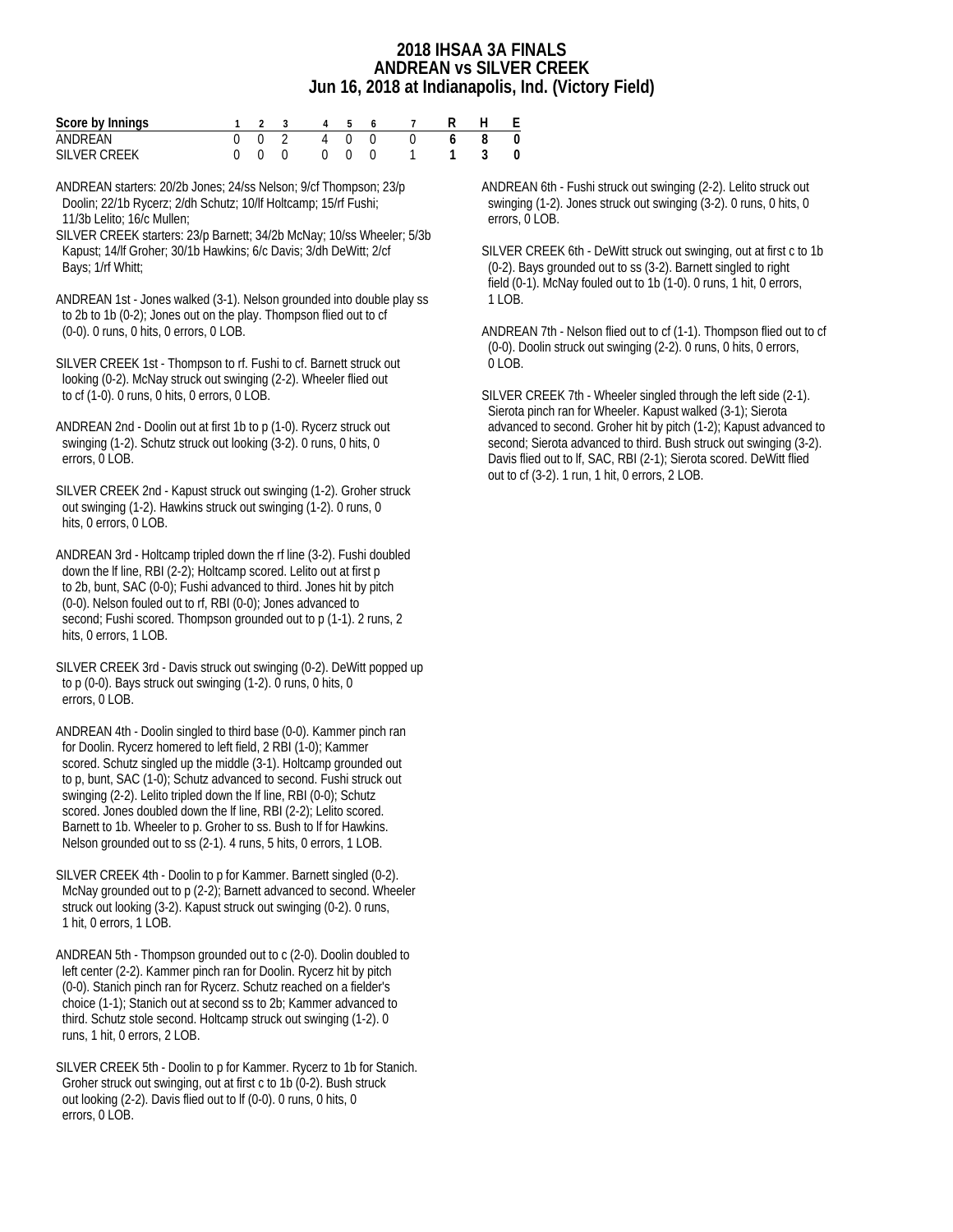# 2018 IHSAA 3A FINALS
## ANDREAN vs SILVER CREEK
### Jun 16, 2018 at Indianapolis, Ind. (Victory Field)

| Score by Innings | 1 | 2 | 3 | 4 | 5 | 6 | 7 | R | H | E |
|---|---|---|---|---|---|---|---|---|---|---|
| ANDREAN | 0 | 0 | 2 | 4 | 0 | 0 | 0 | 6 | 8 | 0 |
| SILVER CREEK | 0 | 0 | 0 | 0 | 0 | 0 | 1 | 1 | 3 | 0 |

ANDREAN starters: 20/2b Jones; 24/ss Nelson; 9/cf Thompson; 23/p Doolin; 22/1b Rycerz; 2/dh Schutz; 10/lf Holtcamp; 15/rf Fushi; 11/3b Lelito; 16/c Mullen;

SILVER CREEK starters: 23/p Barnett; 34/2b McNay; 10/ss Wheeler; 5/3b Kapust; 14/lf Groher; 30/1b Hawkins; 6/c Davis; 3/dh DeWitt; 2/cf Bays; 1/rf Whitt;

ANDREAN 1st - Jones walked (3-1). Nelson grounded into double play ss to 2b to 1b (0-2); Jones out on the play. Thompson flied out to cf (0-0). 0 runs, 0 hits, 0 errors, 0 LOB.

SILVER CREEK 1st - Thompson to rf. Fushi to cf. Barnett struck out looking (0-2). McNay struck out swinging (2-2). Wheeler flied out to cf (1-0). 0 runs, 0 hits, 0 errors, 0 LOB.

ANDREAN 2nd - Doolin out at first 1b to p (1-0). Rycerz struck out swinging (1-2). Schutz struck out looking (3-2). 0 runs, 0 hits, 0 errors, 0 LOB.

SILVER CREEK 2nd - Kapust struck out swinging (1-2). Groher struck out swinging (1-2). Hawkins struck out swinging (1-2). 0 runs, 0 hits, 0 errors, 0 LOB.

ANDREAN 3rd - Holtcamp tripled down the rf line (3-2). Fushi doubled down the lf line, RBI (2-2); Holtcamp scored. Lelito out at first p to 2b, bunt, SAC (0-0); Fushi advanced to third. Jones hit by pitch (0-0). Nelson fouled out to rf, RBI (0-0); Jones advanced to second; Fushi scored. Thompson grounded out to p (1-1). 2 runs, 2 hits, 0 errors, 1 LOB.

SILVER CREEK 3rd - Davis struck out swinging (0-2). DeWitt popped up to p (0-0). Bays struck out swinging (1-2). 0 runs, 0 hits, 0 errors, 0 LOB.

ANDREAN 4th - Doolin singled to third base (0-0). Kammer pinch ran for Doolin. Rycerz homered to left field, 2 RBI (1-0); Kammer scored. Schutz singled up the middle (3-1). Holtcamp grounded out to p, bunt, SAC (1-0); Schutz advanced to second. Fushi struck out swinging (2-2). Lelito tripled down the lf line, RBI (0-0); Schutz scored. Jones doubled down the lf line, RBI (2-2); Lelito scored. Barnett to 1b. Wheeler to p. Groher to ss. Bush to lf for Hawkins. Nelson grounded out to ss (2-1). 4 runs, 5 hits, 0 errors, 1 LOB.

SILVER CREEK 4th - Doolin to p for Kammer. Barnett singled (0-2). McNay grounded out to p (2-2); Barnett advanced to second. Wheeler struck out looking (3-2). Kapust struck out swinging (0-2). 0 runs, 1 hit, 0 errors, 1 LOB.

ANDREAN 5th - Thompson grounded out to c (2-0). Doolin doubled to left center (2-2). Kammer pinch ran for Doolin. Rycerz hit by pitch (0-0). Stanich pinch ran for Rycerz. Schutz reached on a fielder's choice (1-1); Stanich out at second ss to 2b; Kammer advanced to third. Schutz stole second. Holtcamp struck out swinging (1-2). 0 runs, 1 hit, 0 errors, 2 LOB.

SILVER CREEK 5th - Doolin to p for Kammer. Rycerz to 1b for Stanich. Groher struck out swinging, out at first c to 1b (0-2). Bush struck out looking (2-2). Davis flied out to lf (0-0). 0 runs, 0 hits, 0 errors, 0 LOB.

ANDREAN 6th - Fushi struck out swinging (2-2). Lelito struck out swinging (1-2). Jones struck out swinging (3-2). 0 runs, 0 hits, 0 errors, 0 LOB.

SILVER CREEK 6th - DeWitt struck out swinging, out at first c to 1b (0-2). Bays grounded out to ss (3-2). Barnett singled to right field (0-1). McNay fouled out to 1b (1-0). 0 runs, 1 hit, 0 errors, 1 LOB.

ANDREAN 7th - Nelson flied out to cf (1-1). Thompson flied out to cf (0-0). Doolin struck out swinging (2-2). 0 runs, 0 hits, 0 errors, 0 LOB.

SILVER CREEK 7th - Wheeler singled through the left side (2-1). Sierota pinch ran for Wheeler. Kapust walked (3-1); Sierota advanced to second. Groher hit by pitch (1-2); Kapust advanced to second; Sierota advanced to third. Bush struck out swinging (3-2). Davis flied out to lf, SAC, RBI (2-1); Sierota scored. DeWitt flied out to cf (3-2). 1 run, 1 hit, 0 errors, 2 LOB.